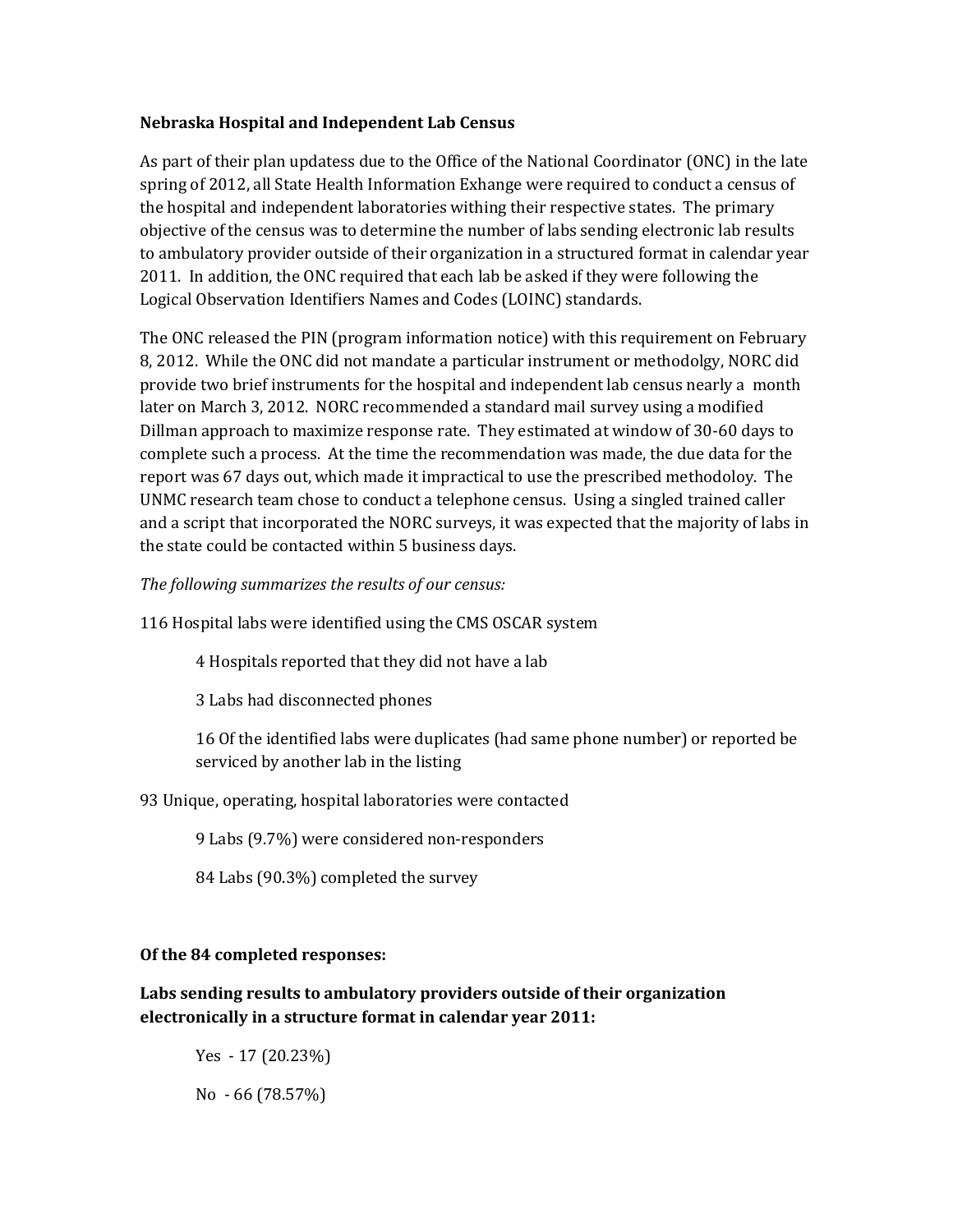**Nebraska Hospital and Independent Lab Census**

As part of their plan updatess due to the Office of the National Coordinator (ONC) in the late spring of 2012, all State Health Information Exhange were required to conduct a census of the hospital and independent laboratories withing their respective states. The primary objective of the census was to determine the number of labs sending electronic lab results to ambulatory provider outside of their organization in a structured format in calendar year 2011. In addition, the ONC required that each lab be asked if they were following the Logical Observation Identifiers Names and Codes (LOINC) standards.

The ONC released the PIN (program information notice) with this requirement on February 8, 2012. While the ONC did not mandate a particular instrument or methodolgy, NORC did provide two brief instruments for the hospital and independent lab census nearly a month later on March 3, 2012. NORC recommended a standard mail survey using a modified Dillman approach to maximize response rate. They estimated at window of 30-60 days to complete such a process. At the time the recommendation was made, the due data for the report was 67 days out, which made it impractical to use the prescribed methodoloy. The UNMC research team chose to conduct a telephone census. Using a singled trained caller and a script that incorporated the NORC surveys, it was expected that the majority of labs in the state could be contacted within 5 business days.

*The following summarizes the results of our census:*

116 Hospital labs were identified using the CMS OSCAR system

- 4 Hospitals reported that they did not have a lab
- 3 Labs had disconnected phones
- 16 Of the identified labs were duplicates (had same phone number) or reported be serviced by another lab in the listing

93 Unique, operating, hospital laboratories were contacted

- 9 Labs (9.7%) were considered non-responders
- 84 Labs (90.3%) completed the survey

**Of the 84 completed responses:**

**Labs sending results to ambulatory providers outside of their organization electronically in a structure format in calendar year 2011:**

- Yes - 17 (20.23%)
- No - 66 (78.57%)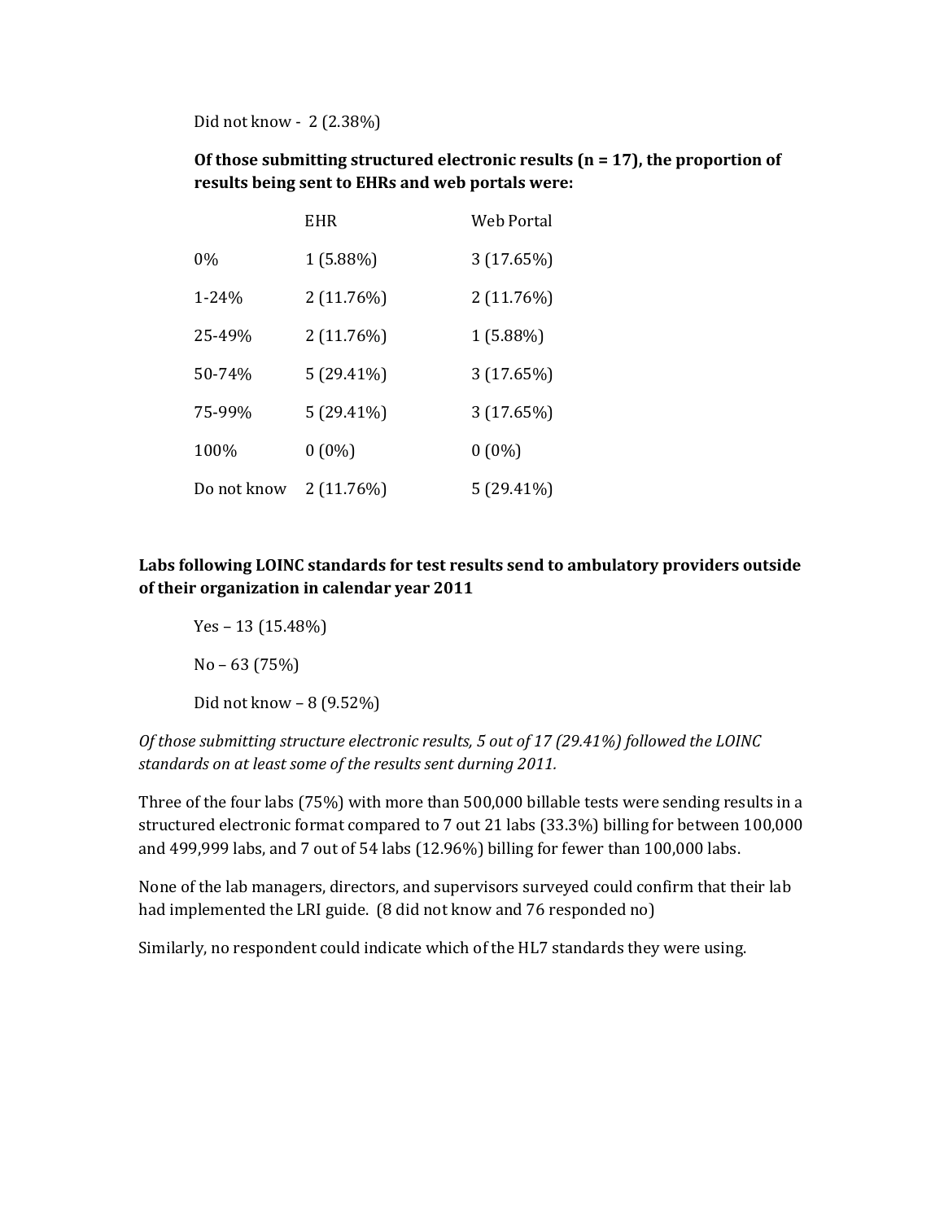Did not know - 2 (2.38%)

**Of those submitting structured electronic results (n = 17), the proportion of results being sent to EHRs and web portals were:**

| | EHR | Web Portal |
|---|---|---|
| 0% | 1 (5.88%) | 3 (17.65%) |
| 1-24% | 2 (11.76%) | 2 (11.76%) |
| 25-49% | 2 (11.76%) | 1 (5.88%) |
| 50-74% | 5 (29.41%) | 3 (17.65%) |
| 75-99% | 5 (29.41%) | 3 (17.65%) |
| 100% | 0 (0%) | 0 (0%) |
| Do not know | 2 (11.76%) | 5 (29.41%) |

**Labs following LOINC standards for test results send to ambulatory providers outside of their organization in calendar year 2011**

Yes – 13 (15.48%)

No – 63 (75%)

Did not know – 8 (9.52%)

*Of those submitting structure electronic results, 5 out of 17 (29.41%) followed the LOINC standards on at least some of the results sent durning 2011.*

Three of the four labs (75%) with more than 500,000 billable tests were sending results in a structured electronic format compared to 7 out 21 labs (33.3%) billing for between 100,000 and 499,999 labs, and 7 out of 54 labs (12.96%) billing for fewer than 100,000 labs.

None of the lab managers, directors, and supervisors surveyed could confirm that their lab had implemented the LRI guide. (8 did not know and 76 responded no)

Similarly, no respondent could indicate which of the HL7 standards they were using.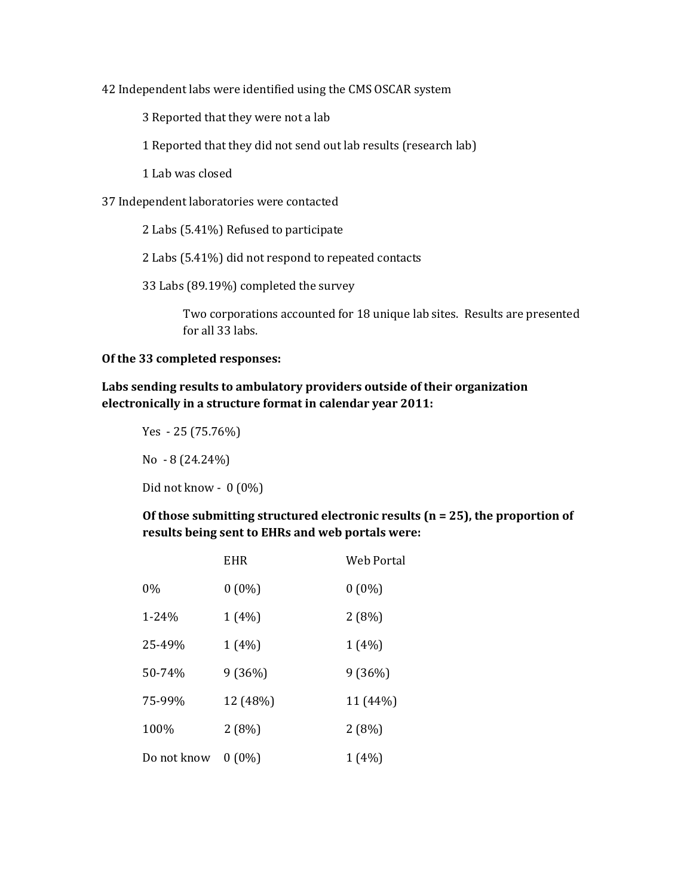42 Independent labs were identified using the CMS OSCAR system

- 3 Reported that they were not a lab
- 1 Reported that they did not send out lab results (research lab)
- 1 Lab was closed

37 Independent laboratories were contacted

- 2 Labs (5.41%) Refused to participate
- 2 Labs (5.41%) did not respond to repeated contacts
- 33 Labs (89.19%) completed the survey

  Two corporations accounted for 18 unique lab sites. Results are presented for all 33 labs.

**Of the 33 completed responses:**

**Labs sending results to ambulatory providers outside of their organization electronically in a structure format in calendar year 2011:**

- Yes - 25 (75.76%)
- No - 8 (24.24%)
- Did not know - 0 (0%)

**Of those submitting structured electronic results (n = 25), the proportion of results being sent to EHRs and web portals were:**

| | EHR | Web Portal |
|---|---|---|
| 0% | 0 (0%) | 0 (0%) |
| 1-24% | 1 (4%) | 2 (8%) |
| 25-49% | 1 (4%) | 1 (4%) |
| 50-74% | 9 (36%) | 9 (36%) |
| 75-99% | 12 (48%) | 11 (44%) |
| 100% | 2 (8%) | 2 (8%) |
| Do not know | 0 (0%) | 1 (4%) |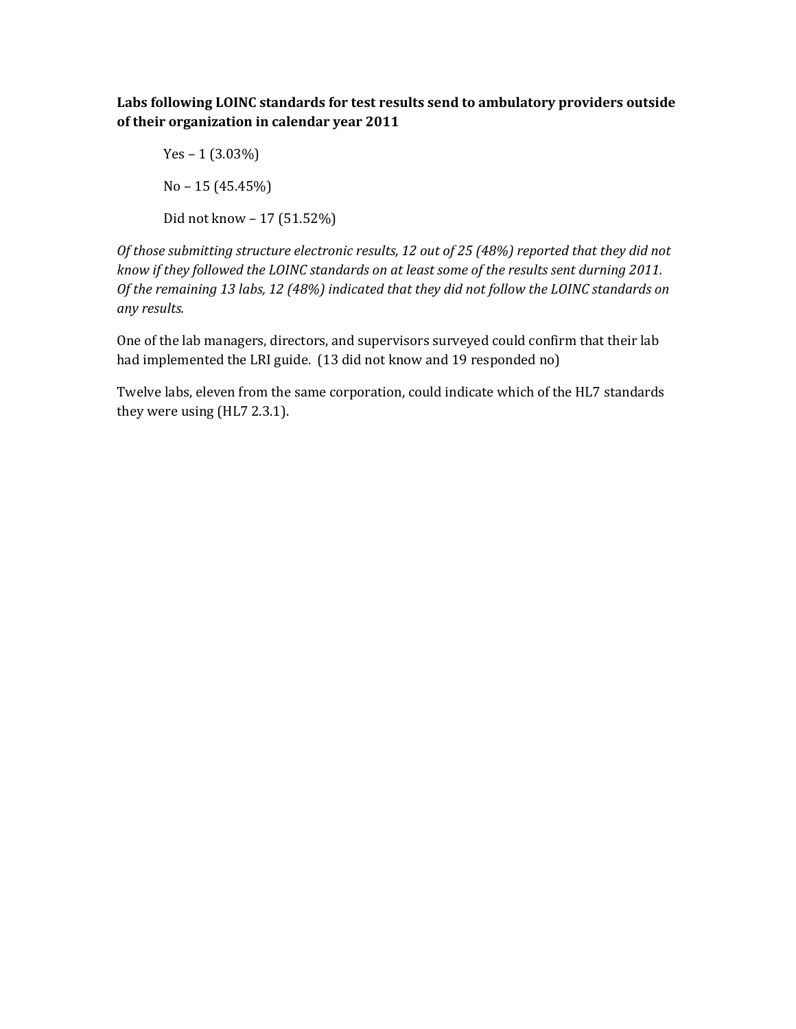**Labs following LOINC standards for test results send to ambulatory providers outside of their organization in calendar year 2011**

Yes – 1 (3.03%)

No – 15 (45.45%)

Did not know – 17 (51.52%)

*Of those submitting structure electronic results, 12 out of 25 (48%) reported that they did not know if they followed the LOINC standards on at least some of the results sent durning 2011. Of the remaining 13 labs, 12 (48%) indicated that they did not follow the LOINC standards on any results.*

One of the lab managers, directors, and supervisors surveyed could confirm that their lab had implemented the LRI guide. (13 did not know and 19 responded no)

Twelve labs, eleven from the same corporation, could indicate which of the HL7 standards they were using (HL7 2.3.1).